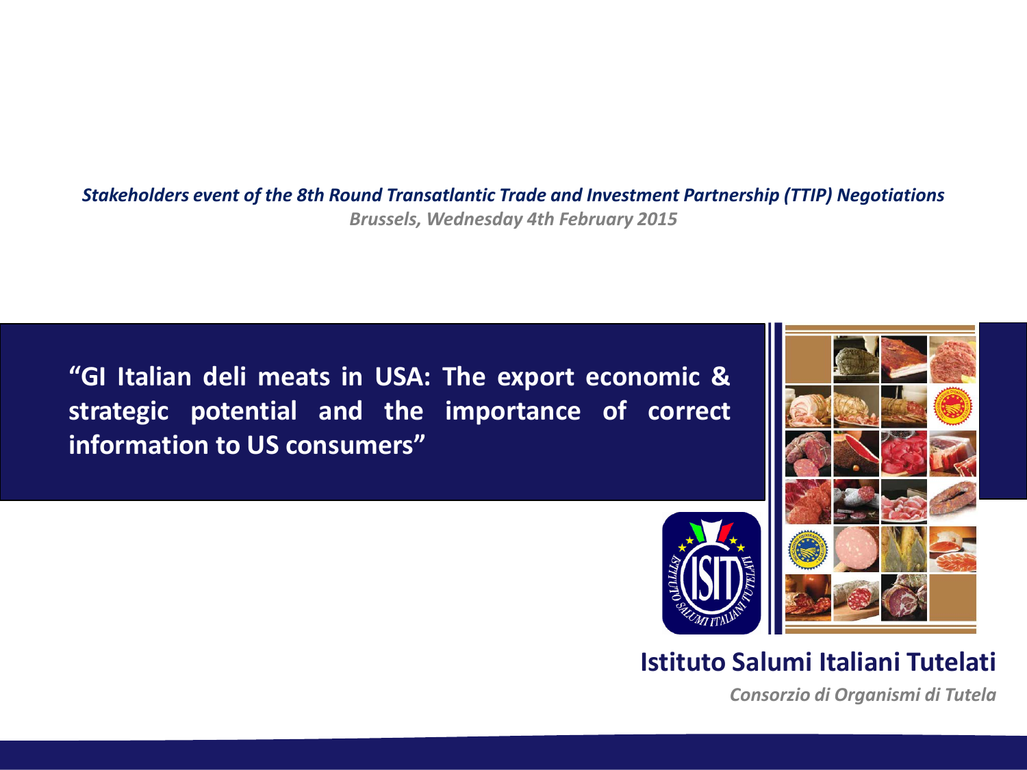*Stakeholders event of the 8th Round Transatlantic Trade and Investment Partnership (TTIP) Negotiations*

*Brussels, Wednesday 4th February 2015*

# "GI Italian deli meats in USA: The export economic & strategic potential and the importance of correct information to US consumers"

**Istituto Salumi Italiani Tutelati**

*Consorzio di Organismi di Tutela*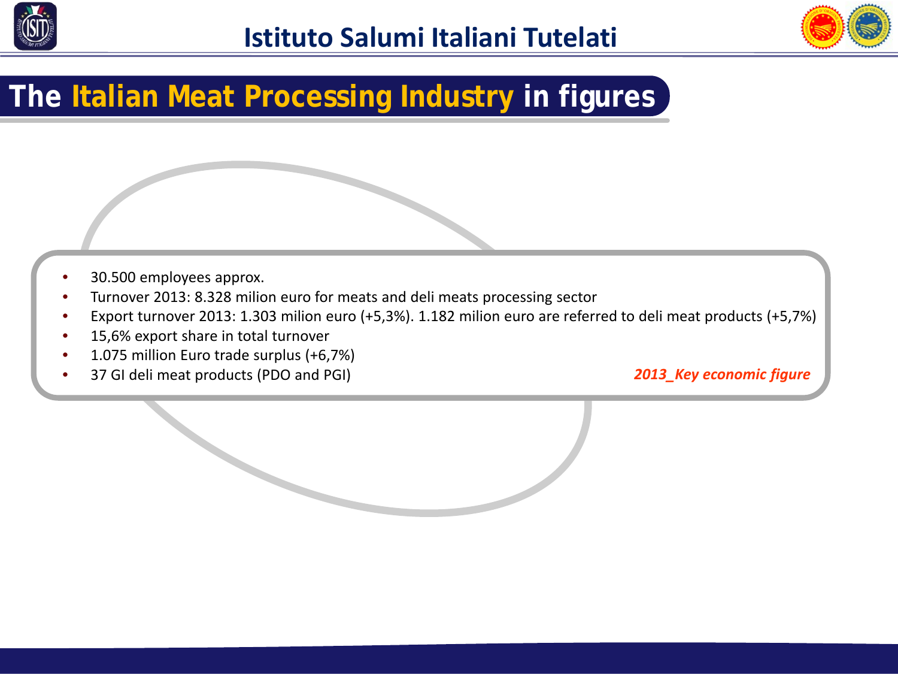# The Italian Meat Processing Industry in figures

- 30.500 employees approx.
- Turnover 2013: 8.328 milion euro for meats and deli meats processing sector
- Export turnover 2013: 1.303 milion euro (+5,3%). 1.182 milion euro are referred to deli meat products (+5,7%)
- 15,6% export share in total turnover
- 1.075 million Euro trade surplus (+6,7%)
- 37 GI deli meat products (PDO and PGI)

***2013_Key economic figure***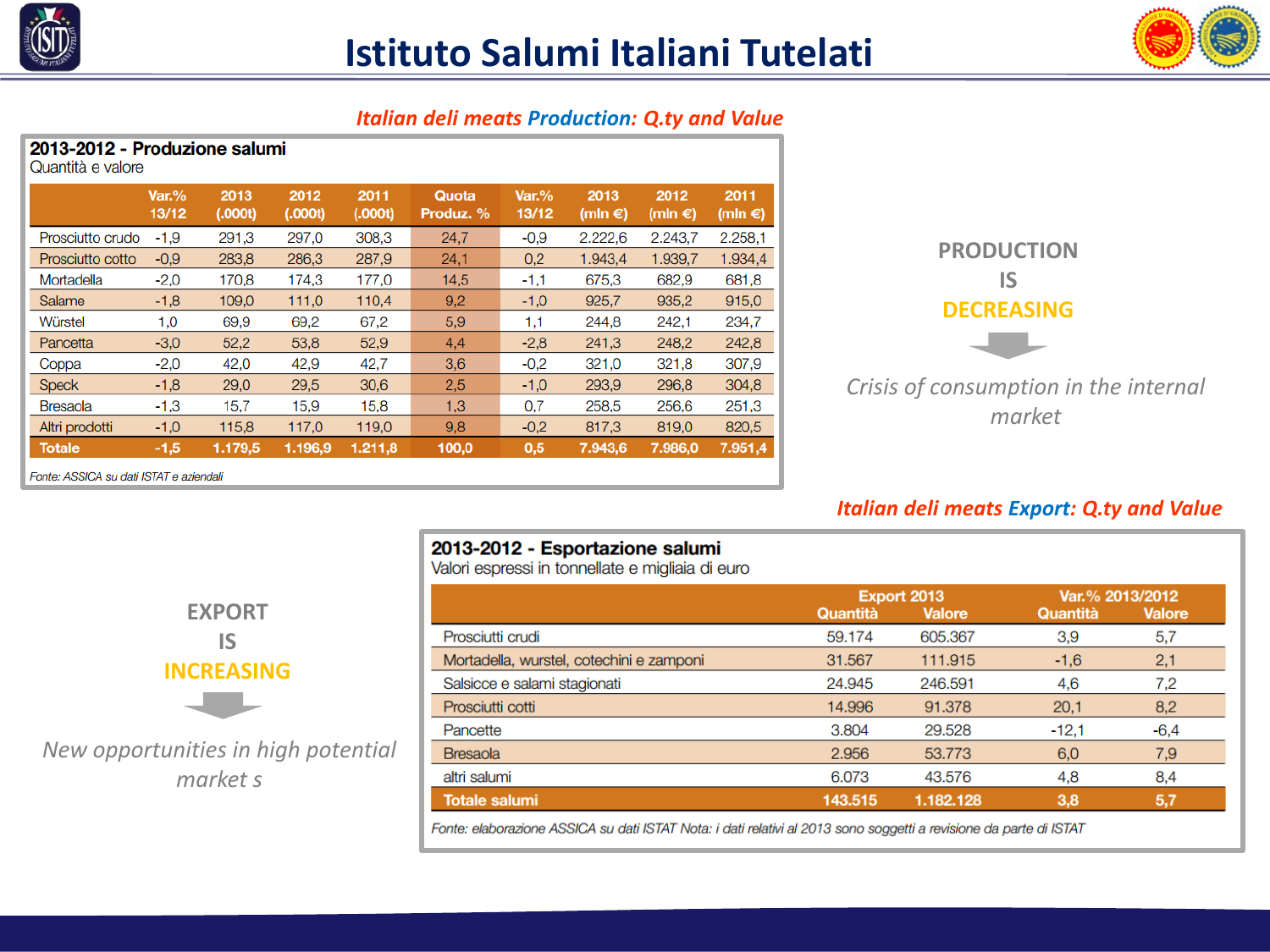# Istituto Salumi Italiani Tutelati

## *Italian deli meats Production: Q.ty and Value*

**2013-2012 - Produzione salumi**
Quantità e valore

| | Var.% 13/12 | 2013 (.000t) | 2012 (.000t) | 2011 (.000t) | Quota Produz. % | Var.% 13/12 | 2013 (mln €) | 2012 (mln €) | 2011 (mln €) |
|---|---|---|---|---|---|---|---|---|---|
| Prosciutto crudo | -1,9 | 291,3 | 297,0 | 308,3 | 24,7 | -0,9 | 2.222,6 | 2.243,7 | 2.258,1 |
| Prosciutto cotto | -0,9 | 283,8 | 286,3 | 287,9 | 24,1 | 0,2 | 1.943,4 | 1.939,7 | 1.934,4 |
| Mortadella | -2,0 | 170,8 | 174,3 | 177,0 | 14,5 | -1,1 | 675,3 | 682,9 | 681,8 |
| Salame | -1,8 | 109,0 | 111,0 | 110,4 | 9,2 | -1,0 | 925,7 | 935,2 | 915,0 |
| Würstel | 1,0 | 69,9 | 69,2 | 67,2 | 5,9 | 1,1 | 244,8 | 242,1 | 234,7 |
| Pancetta | -3,0 | 52,2 | 53,8 | 52,9 | 4,4 | -2,8 | 241,3 | 248,2 | 242,8 |
| Coppa | -2,0 | 42,0 | 42,9 | 42,7 | 3,6 | -0,2 | 321,0 | 321,8 | 307,9 |
| Speck | -1,8 | 29,0 | 29,5 | 30,6 | 2,5 | -1,0 | 293,9 | 296,8 | 304,8 |
| Bresaola | -1,3 | 15,7 | 15,9 | 15,8 | 1,3 | 0,7 | 258,5 | 256,6 | 251,3 |
| Altri prodotti | -1,0 | 115,8 | 117,0 | 119,0 | 9,8 | -0,2 | 817,3 | 819,0 | 820,5 |
| **Totale** | **-1,5** | **1.179,5** | **1.196,9** | **1.211,8** | **100,0** | **0,5** | **7.943,6** | **7.986,0** | **7.951,4** |

*Fonte: ASSICA su dati ISTAT e aziendali*

**PRODUCTION IS DECREASING**

*Crisis of consumption in the internal market*

## *Italian deli meats Export: Q.ty and Value*

**2013-2012 - Esportazione salumi**
Valori espressi in tonnellate e migliaia di euro

| | Export 2013 | | Var.% 2013/2012 | |
|---|---|---|---|---|
| | Quantità | Valore | Quantità | Valore |
| Prosciutti crudi | 59.174 | 605.367 | 3,9 | 5,7 |
| Mortadella, wurstel, cotechini e zamponi | 31.567 | 111.915 | -1,6 | 2,1 |
| Salsicce e salami stagionati | 24.945 | 246.591 | 4,6 | 7,2 |
| Prosciutti cotti | 14.996 | 91.378 | 20,1 | 8,2 |
| Pancette | 3.804 | 29.528 | -12,1 | -6,4 |
| Bresaola | 2.956 | 53.773 | 6,0 | 7,9 |
| altri salumi | 6.073 | 43.576 | 4,8 | 8,4 |
| **Totale salumi** | **143.515** | **1.182.128** | **3,8** | **5,7** |

*Fonte: elaborazione ASSICA su dati ISTAT Nota: i dati relativi al 2013 sono soggetti a revisione da parte di ISTAT*

**EXPORT IS INCREASING**

*New opportunities in high potential market s*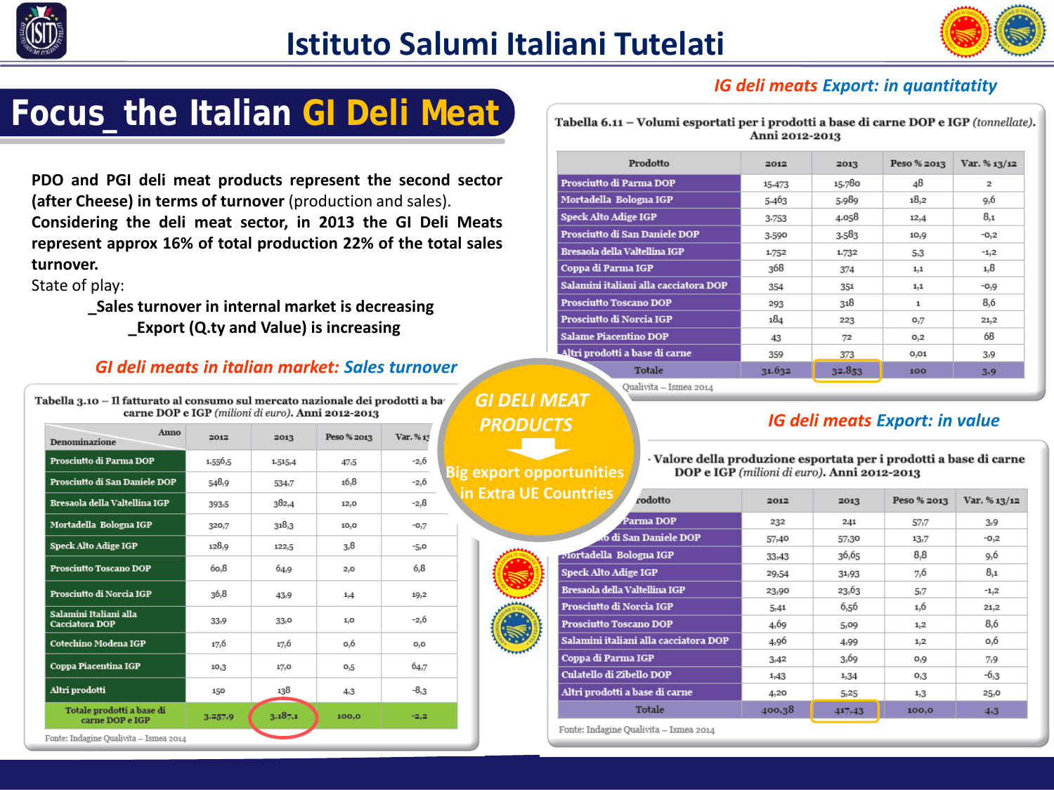# Istituto Salumi Italiani Tutelati

## Focus_the Italian GI Deli Meat

**PDO and PGI deli meat products represent the second sector (after Cheese) in terms of turnover** (production and sales).
**Considering the deli meat sector, in 2013 the GI Deli Meats represent approx 16% of total production 22% of the total sales turnover.**
State of play:

**_Sales turnover in internal market is decreasing**

**_Export (Q.ty and Value) is increasing**

### GI deli meats in italian market: Sales turnover

Tabella 3.10 – Il fatturato al consumo sul mercato nazionale dei prodotti a ba... carne DOP e IGP *(milioni di euro)*. Anni 2012-2013

| Denominazione / Anno | 2012 | 2013 | Peso % 2013 | Var. % 13 |
|---|---|---|---|---|
| Prosciutto di Parma DOP | 1.556,5 | 1.515,4 | 47,5 | -2,6 |
| Prosciutto di San Daniele DOP | 548,9 | 534,7 | 16,8 | -2,6 |
| Bresaola della Valtellina IGP | 393,5 | 382,4 | 12,0 | -2,8 |
| Mortadella Bologna IGP | 320,7 | 318,3 | 10,0 | -0,7 |
| Speck Alto Adige IGP | 128,9 | 122,5 | 3,8 | -5,0 |
| Prosciutto Toscano DOP | 60,8 | 64,9 | 2,0 | 6,8 |
| Prosciutto di Norcia IGP | 36,8 | 43,9 | 1,4 | 19,2 |
| Salamini Italiani alla Cacciatora DOP | 33,9 | 33,0 | 1,0 | -2,6 |
| Cotechino Modena IGP | 17,6 | 17,6 | 0,6 | 0,0 |
| Coppa Piacentina IGP | 10,3 | 17,0 | 0,5 | 64,7 |
| Altri prodotti | 150 | 138 | 4,3 | -8,3 |
| Totale prodotti a base di carne DOP e IGP | 3.257,9 | 3.187,1 | 100,0 | -2,2 |

Fonte: Indagine Qualivita – Ismea 2014

**GI DELI MEAT PRODUCTS**

**Big export opportunities in Extra UE Countries**

### IG deli meats Export: in quantitatty

Tabella 6.11 – Volumi esportati per i prodotti a base di carne DOP e IGP *(tonnellate)*. Anni 2012-2013

| Prodotto | 2012 | 2013 | Peso % 2013 | Var. % 13/12 |
|---|---|---|---|---|
| Prosciutto di Parma DOP | 15.473 | 15.780 | 48 | 2 |
| Mortadella Bologna IGP | 5.463 | 5.989 | 18,2 | 9,6 |
| Speck Alto Adige IGP | 3.753 | 4.058 | 12,4 | 8,1 |
| Prosciutto di San Daniele DOP | 3.590 | 3.583 | 10,9 | -0,2 |
| Bresaola della Valtellina IGP | 1.752 | 1.732 | 5,3 | -1,2 |
| Coppa di Parma IGP | 368 | 374 | 1,1 | 1,8 |
| Salamini italiani alla cacciatora DOP | 354 | 351 | 1,1 | -0,9 |
| Prosciutto Toscano DOP | 293 | 318 | 1 | 8,6 |
| Prosciutto di Norcia IGP | 184 | 223 | 0,7 | 21,2 |
| Salame Piacentino DOP | 43 | 72 | 0,2 | 68 |
| Altri prodotti a base di carne | 359 | 373 | 0,01 | 3,9 |
| Totale | 31.632 | 32.853 | 100 | 3,9 |

Qualivita – Ismea 2014

### IG deli meats Export: in value

... Valore della produzione esportata per i prodotti a base di carne DOP e IGP *(milioni di euro)*. Anni 2012-2013

| Prodotto | 2012 | 2013 | Peso % 2013 | Var. % 13/12 |
|---|---|---|---|---|
| Prosciutto di Parma DOP | 232 | 241 | 57,7 | 3,9 |
| Prosciutto di San Daniele DOP | 57,40 | 57,30 | 13,7 | -0,2 |
| Mortadella Bologna IGP | 33,43 | 36,65 | 8,8 | 9,6 |
| Speck Alto Adige IGP | 29,54 | 31,93 | 7,6 | 8,1 |
| Bresaola della Valtellina IGP | 23,90 | 23,63 | 5,7 | -1,2 |
| Prosciutto di Norcia IGP | 5,41 | 6,56 | 1,6 | 21,2 |
| Prosciutto Toscano DOP | 4,69 | 5,09 | 1,2 | 8,6 |
| Salamini italiani alla cacciatora DOP | 4,96 | 4,99 | 1,2 | 0,6 |
| Coppa di Parma IGP | 3,42 | 3,69 | 0,9 | 7,9 |
| Culatello di Zibello DOP | 1,43 | 1,34 | 0,3 | -6,3 |
| Altri prodotti a base di carne | 4,20 | 5,25 | 1,3 | 25,0 |
| Totale | 400,38 | 417,43 | 100,0 | 4,3 |

Fonte: Indagine Qualivita – Ismea 2014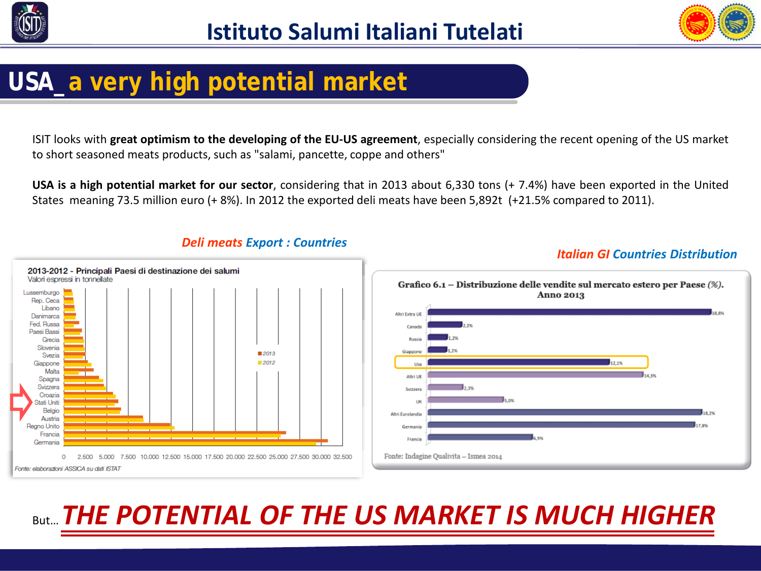# USA_ a very high potential market

ISIT looks with **great optimism to the developing of the EU-US agreement**, especially considering the recent opening of the US market to short seasoned meats products, such as "salami, pancette, coppe and others"

**USA is a high potential market for our sector**, considering that in 2013 about 6,330 tons (+ 7.4%) have been exported in the United States meaning 73.5 million euro (+ 8%). In 2012 the exported deli meats have been 5,892t (+21.5% compared to 2011).

***Deli meats Export : Countries***

2013-2012 - Principali Paesi di destinazione dei salumi
Valori espressi in tonnellate

Lussemburgo, Rep. Ceca, Libano, Danimarca, Fed. Russa, Paesi Bassi, Grecia, Slovenia, Svezia, Giappone, Malta, Spagna, Svizzera, Croazia, Stati Uniti, Belgio, Austria, Regno Unito, Francia, Germania

2013 / 2012

0 2.500 5.000 7.500 10.000 12.500 15.000 17.500 20.000 22.500 25.000 27.500 30.000 32.500

*Fonte: elaborazioni ASSICA su dati ISTAT*

***Italian GI Countries Distribution***

Grafico 6.1 – Distribuzione delle vendite sul mercato estero per Paese (%). Anno 2013

| Paese | % |
|---|---|
| Altri Extra UE | 18,8% |
| Canada | 2,2% |
| Russia | 1,2% |
| Giappone | 1,2% |
| Usa | 12,1% |
| Altri UE | 14,3% |
| Svizzera | 2,3% |
| UK | 5,0% |
| Altri Eurolandia | 18,2% |
| Germania | 17,8% |
| Francia | 6,9% |

Fonte: Indagine Qualivita – Ismea 2014

But… ***THE POTENTIAL OF THE US MARKET IS MUCH HIGHER***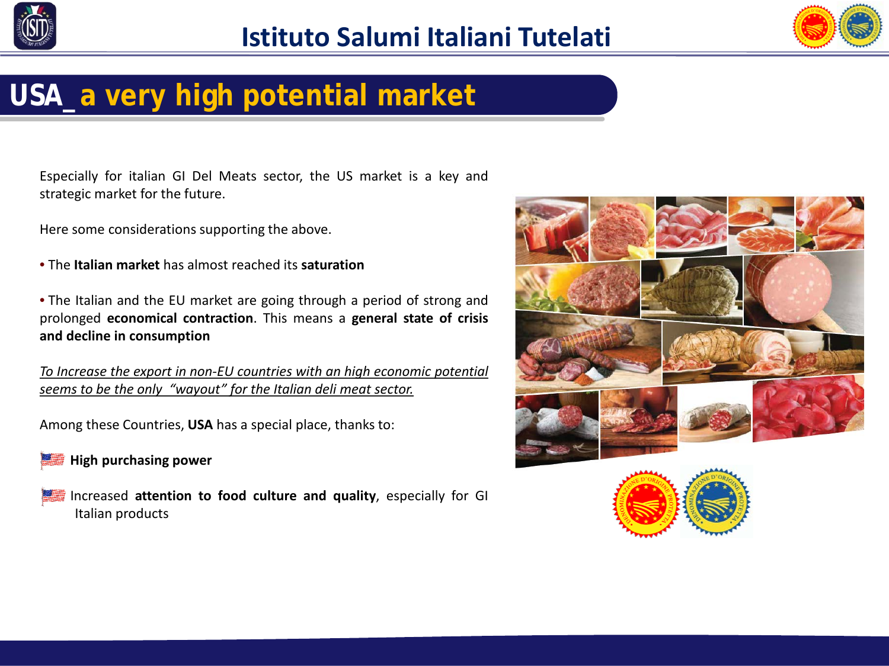# USA_ a very high potential market

Especially for italian GI Del Meats sector, the US market is a key and strategic market for the future.

Here some considerations supporting the above.

- The **Italian market** has almost reached its **saturation**

- The Italian and the EU market are going through a period of strong and prolonged **economical contraction**. This means a **general state of crisis and decline in consumption**

*To Increase the export in non-EU countries with an high economic potential seems to be the only "wayout" for the Italian deli meat sector.*

Among these Countries, **USA** has a special place, thanks to:

- **High purchasing power**

- Increased **attention to food culture and quality**, especially for GI Italian products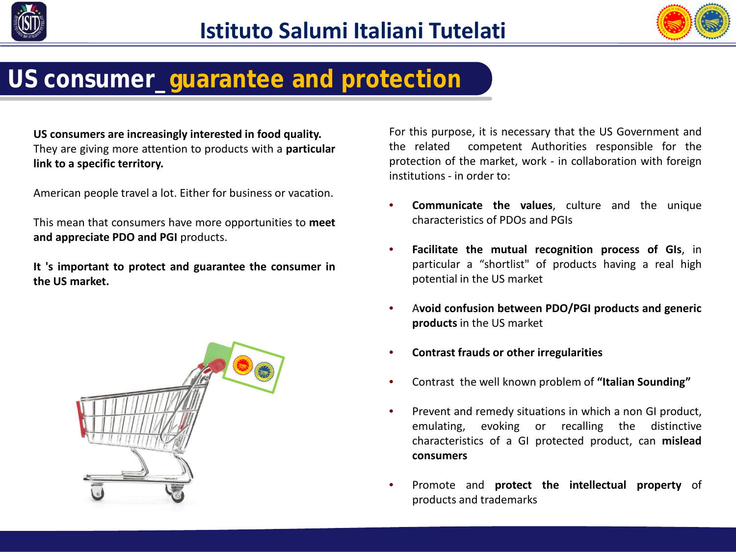# US consumer_ guarantee and protection

**US consumers are increasingly interested in food quality.** They are giving more attention to products with a **particular link to a specific territory.**

American people travel a lot. Either for business or vacation.

This mean that consumers have more opportunities to **meet and appreciate PDO and PGI** products.

**It 's important to protect and guarantee the consumer in the US market.**

For this purpose, it is necessary that the US Government and the related competent Authorities responsible for the protection of the market, work - in collaboration with foreign institutions - in order to:

- **Communicate the values**, culture and the unique characteristics of PDOs and PGIs
- **Facilitate the mutual recognition process of GIs**, in particular a "shortlist" of products having a real high potential in the US market
- A**void confusion between PDO/PGI products and generic products** in the US market
- **Contrast frauds or other irregularities**
- Contrast the well known problem of **"Italian Sounding"**
- Prevent and remedy situations in which a non GI product, emulating, evoking or recalling the distinctive characteristics of a GI protected product, can **mislead consumers**
- Promote and **protect the intellectual property** of products and trademarks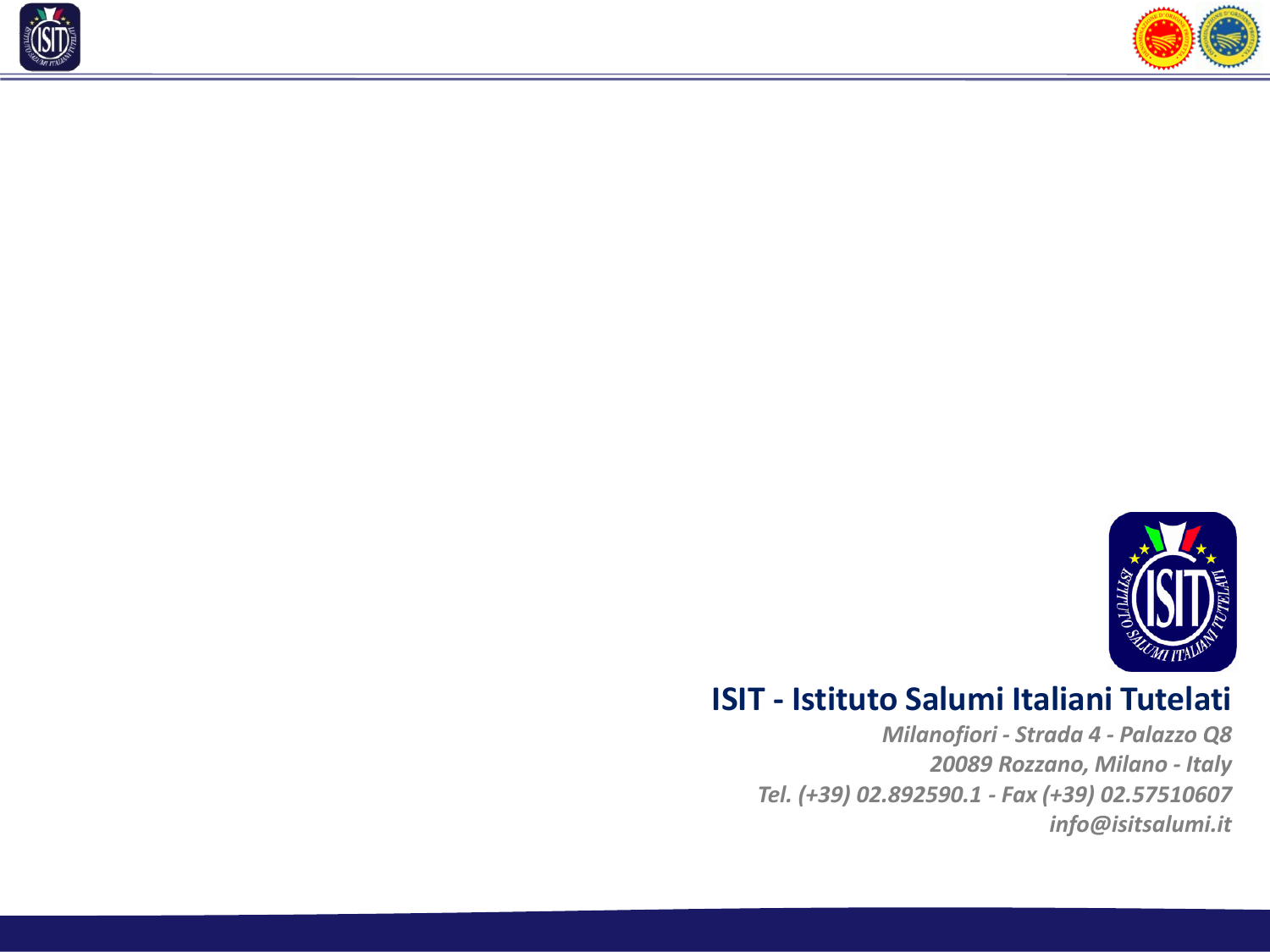**ISIT - Istituto Salumi Italiani Tutelati**

*Milanofiori - Strada 4 - Palazzo Q8*
*20089 Rozzano, Milano - Italy*
*Tel. (+39) 02.892590.1 - Fax (+39) 02.57510607*
*info@isitsalumi.it*